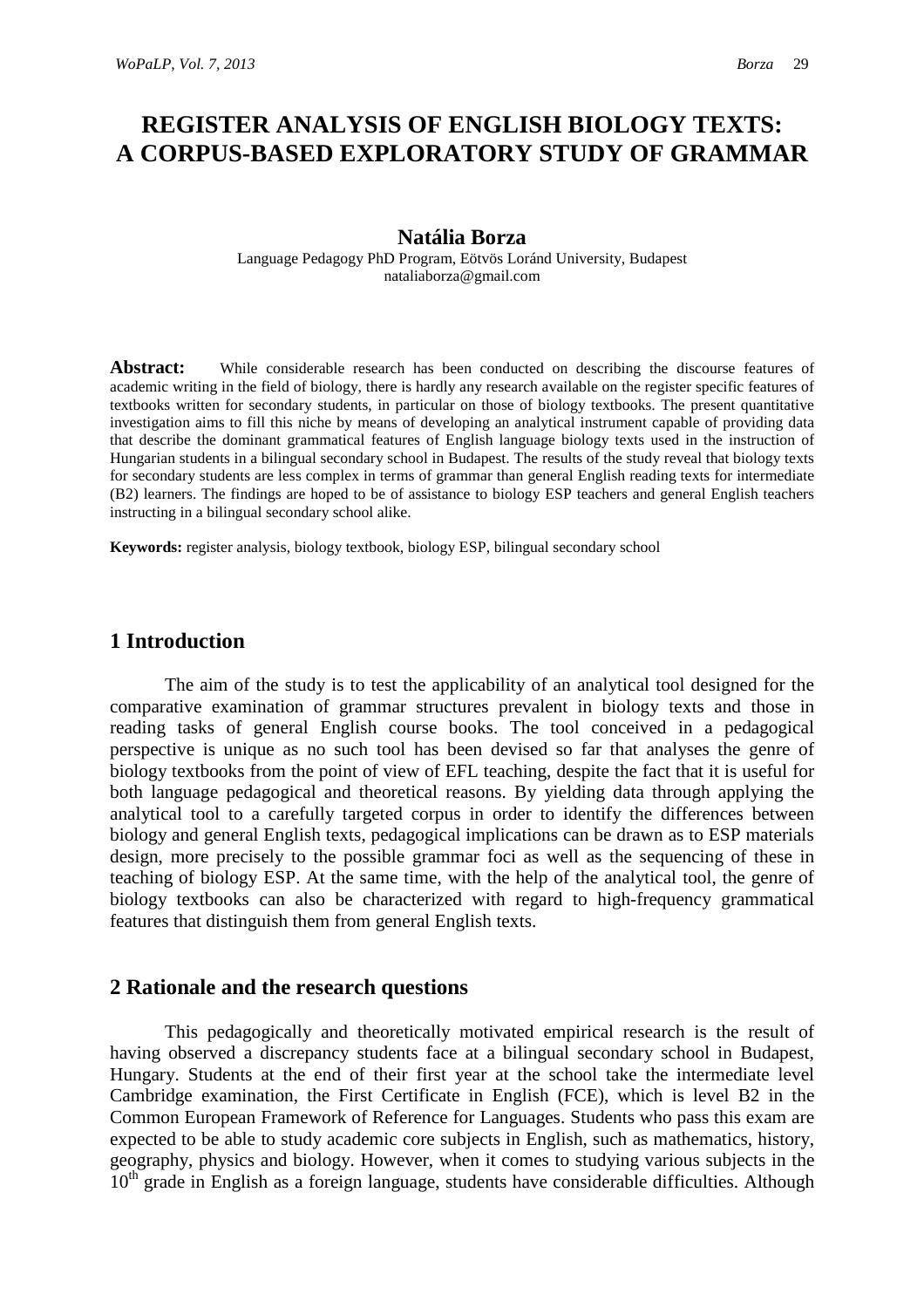# REGISTER ANALYSIS OF ENGLISH BIOLOGY TEXTS: A CORPUS-BASED EXPLORATORY STUDY OF GRAMMAR

**Natália Borza**

Language Pedagogy PhD Program, Eötvös Loránd University, Budapest
nataliaborza@gmail.com

**Abstract:** While considerable research has been conducted on describing the discourse features of academic writing in the field of biology, there is hardly any research available on the register specific features of textbooks written for secondary students, in particular on those of biology textbooks. The present quantitative investigation aims to fill this niche by means of developing an analytical instrument capable of providing data that describe the dominant grammatical features of English language biology texts used in the instruction of Hungarian students in a bilingual secondary school in Budapest. The results of the study reveal that biology texts for secondary students are less complex in terms of grammar than general English reading texts for intermediate (B2) learners. The findings are hoped to be of assistance to biology ESP teachers and general English teachers instructing in a bilingual secondary school alike.

**Keywords:** register analysis, biology textbook, biology ESP, bilingual secondary school

## 1 Introduction

The aim of the study is to test the applicability of an analytical tool designed for the comparative examination of grammar structures prevalent in biology texts and those in reading tasks of general English course books. The tool conceived in a pedagogical perspective is unique as no such tool has been devised so far that analyses the genre of biology textbooks from the point of view of EFL teaching, despite the fact that it is useful for both language pedagogical and theoretical reasons. By yielding data through applying the analytical tool to a carefully targeted corpus in order to identify the differences between biology and general English texts, pedagogical implications can be drawn as to ESP materials design, more precisely to the possible grammar foci as well as the sequencing of these in teaching of biology ESP. At the same time, with the help of the analytical tool, the genre of biology textbooks can also be characterized with regard to high-frequency grammatical features that distinguish them from general English texts.

## 2 Rationale and the research questions

This pedagogically and theoretically motivated empirical research is the result of having observed a discrepancy students face at a bilingual secondary school in Budapest, Hungary. Students at the end of their first year at the school take the intermediate level Cambridge examination, the First Certificate in English (FCE), which is level B2 in the Common European Framework of Reference for Languages. Students who pass this exam are expected to be able to study academic core subjects in English, such as mathematics, history, geography, physics and biology. However, when it comes to studying various subjects in the 10th grade in English as a foreign language, students have considerable difficulties. Although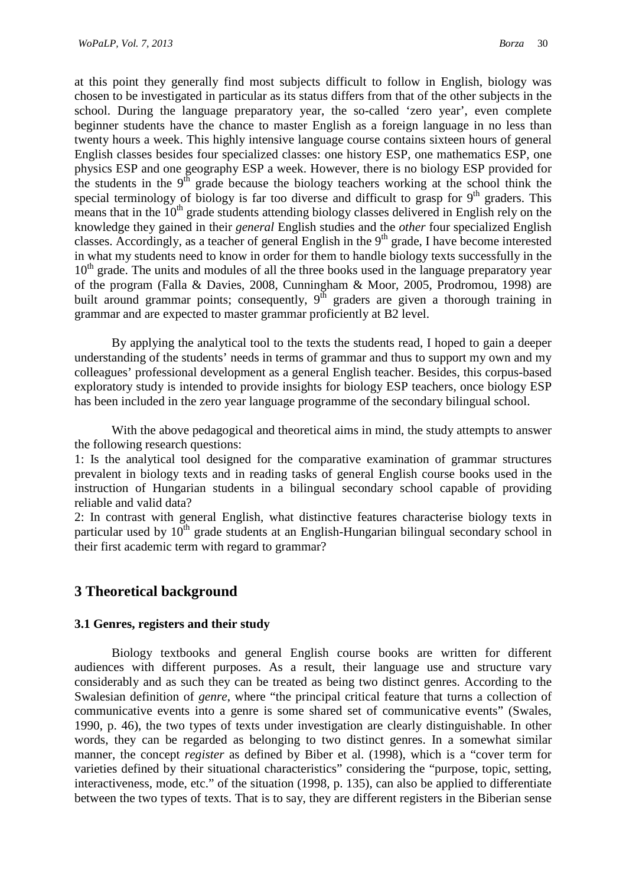at this point they generally find most subjects difficult to follow in English, biology was chosen to be investigated in particular as its status differs from that of the other subjects in the school. During the language preparatory year, the so-called 'zero year', even complete beginner students have the chance to master English as a foreign language in no less than twenty hours a week. This highly intensive language course contains sixteen hours of general English classes besides four specialized classes: one history ESP, one mathematics ESP, one physics ESP and one geography ESP a week. However, there is no biology ESP provided for the students in the 9th grade because the biology teachers working at the school think the special terminology of biology is far too diverse and difficult to grasp for 9th graders. This means that in the 10th grade students attending biology classes delivered in English rely on the knowledge they gained in their *general* English studies and the *other* four specialized English classes. Accordingly, as a teacher of general English in the 9th grade, I have become interested in what my students need to know in order for them to handle biology texts successfully in the 10th grade. The units and modules of all the three books used in the language preparatory year of the program (Falla & Davies, 2008, Cunningham & Moor, 2005, Prodromou, 1998) are built around grammar points; consequently, 9th graders are given a thorough training in grammar and are expected to master grammar proficiently at B2 level.

By applying the analytical tool to the texts the students read, I hoped to gain a deeper understanding of the students' needs in terms of grammar and thus to support my own and my colleagues' professional development as a general English teacher. Besides, this corpus-based exploratory study is intended to provide insights for biology ESP teachers, once biology ESP has been included in the zero year language programme of the secondary bilingual school.

With the above pedagogical and theoretical aims in mind, the study attempts to answer the following research questions:

1: Is the analytical tool designed for the comparative examination of grammar structures prevalent in biology texts and in reading tasks of general English course books used in the instruction of Hungarian students in a bilingual secondary school capable of providing reliable and valid data?

2: In contrast with general English, what distinctive features characterise biology texts in particular used by 10th grade students at an English-Hungarian bilingual secondary school in their first academic term with regard to grammar?

## 3 Theoretical background

### 3.1 Genres, registers and their study

Biology textbooks and general English course books are written for different audiences with different purposes. As a result, their language use and structure vary considerably and as such they can be treated as being two distinct genres. According to the Swalesian definition of *genre*, where "the principal critical feature that turns a collection of communicative events into a genre is some shared set of communicative events" (Swales, 1990, p. 46), the two types of texts under investigation are clearly distinguishable. In other words, they can be regarded as belonging to two distinct genres. In a somewhat similar manner, the concept *register* as defined by Biber et al. (1998), which is a "cover term for varieties defined by their situational characteristics" considering the "purpose, topic, setting, interactiveness, mode, etc." of the situation (1998, p. 135), can also be applied to differentiate between the two types of texts. That is to say, they are different registers in the Biberian sense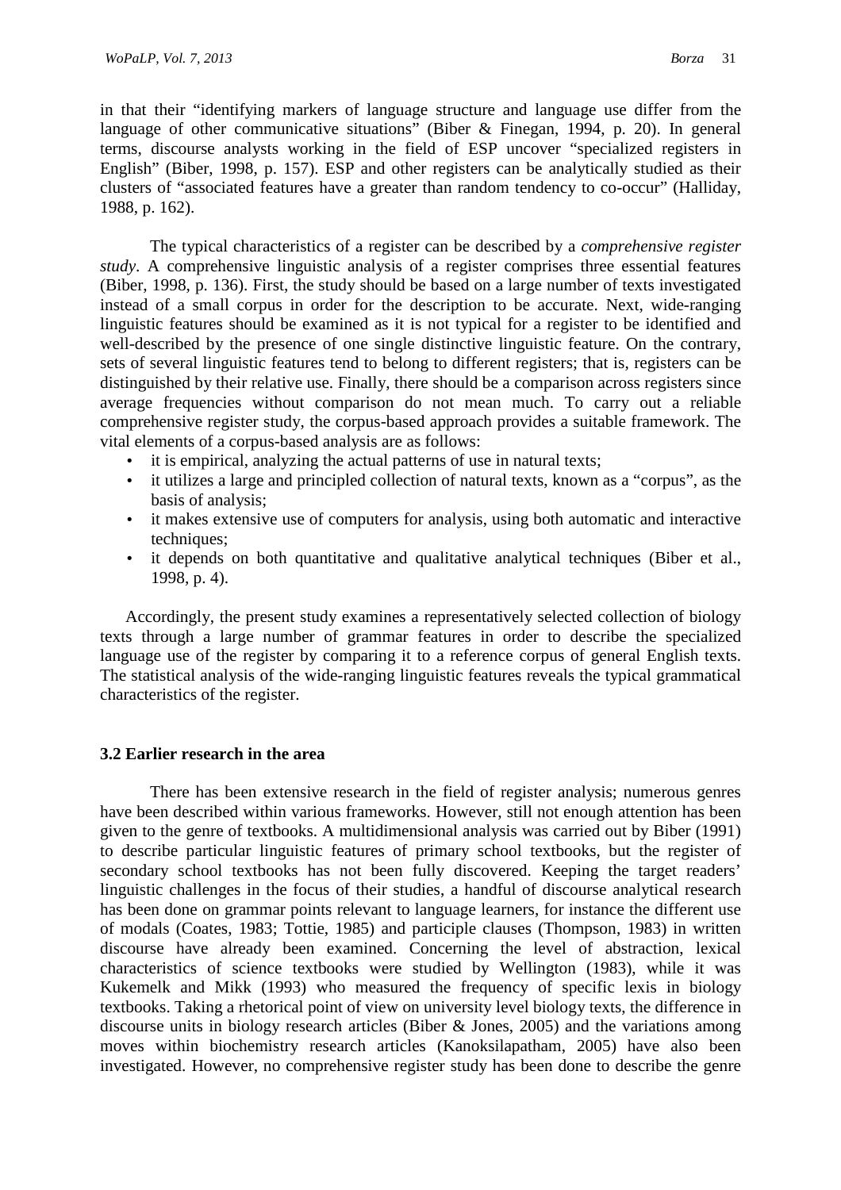in that their "identifying markers of language structure and language use differ from the language of other communicative situations" (Biber & Finegan, 1994, p. 20). In general terms, discourse analysts working in the field of ESP uncover "specialized registers in English" (Biber, 1998, p. 157). ESP and other registers can be analytically studied as their clusters of "associated features have a greater than random tendency to co-occur" (Halliday, 1988, p. 162).

The typical characteristics of a register can be described by a *comprehensive register study*. A comprehensive linguistic analysis of a register comprises three essential features (Biber, 1998, p. 136). First, the study should be based on a large number of texts investigated instead of a small corpus in order for the description to be accurate. Next, wide-ranging linguistic features should be examined as it is not typical for a register to be identified and well-described by the presence of one single distinctive linguistic feature. On the contrary, sets of several linguistic features tend to belong to different registers; that is, registers can be distinguished by their relative use. Finally, there should be a comparison across registers since average frequencies without comparison do not mean much. To carry out a reliable comprehensive register study, the corpus-based approach provides a suitable framework. The vital elements of a corpus-based analysis are as follows:

- it is empirical, analyzing the actual patterns of use in natural texts;
- it utilizes a large and principled collection of natural texts, known as a "corpus", as the basis of analysis;
- it makes extensive use of computers for analysis, using both automatic and interactive techniques;
- it depends on both quantitative and qualitative analytical techniques (Biber et al., 1998, p. 4).

Accordingly, the present study examines a representatively selected collection of biology texts through a large number of grammar features in order to describe the specialized language use of the register by comparing it to a reference corpus of general English texts. The statistical analysis of the wide-ranging linguistic features reveals the typical grammatical characteristics of the register.

### 3.2 Earlier research in the area

There has been extensive research in the field of register analysis; numerous genres have been described within various frameworks. However, still not enough attention has been given to the genre of textbooks. A multidimensional analysis was carried out by Biber (1991) to describe particular linguistic features of primary school textbooks, but the register of secondary school textbooks has not been fully discovered. Keeping the target readers' linguistic challenges in the focus of their studies, a handful of discourse analytical research has been done on grammar points relevant to language learners, for instance the different use of modals (Coates, 1983; Tottie, 1985) and participle clauses (Thompson, 1983) in written discourse have already been examined. Concerning the level of abstraction, lexical characteristics of science textbooks were studied by Wellington (1983), while it was Kukemelk and Mikk (1993) who measured the frequency of specific lexis in biology textbooks. Taking a rhetorical point of view on university level biology texts, the difference in discourse units in biology research articles (Biber & Jones, 2005) and the variations among moves within biochemistry research articles (Kanoksilapatham, 2005) have also been investigated. However, no comprehensive register study has been done to describe the genre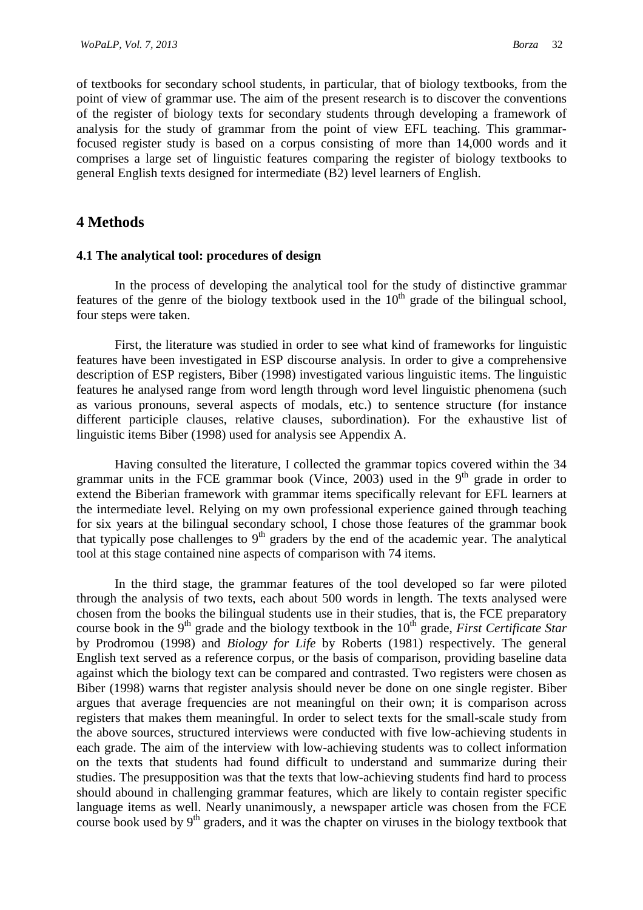of textbooks for secondary school students, in particular, that of biology textbooks, from the point of view of grammar use. The aim of the present research is to discover the conventions of the register of biology texts for secondary students through developing a framework of analysis for the study of grammar from the point of view EFL teaching. This grammar-focused register study is based on a corpus consisting of more than 14,000 words and it comprises a large set of linguistic features comparing the register of biology textbooks to general English texts designed for intermediate (B2) level learners of English.

## 4 Methods

### 4.1 The analytical tool: procedures of design

In the process of developing the analytical tool for the study of distinctive grammar features of the genre of the biology textbook used in the 10th grade of the bilingual school, four steps were taken.

First, the literature was studied in order to see what kind of frameworks for linguistic features have been investigated in ESP discourse analysis. In order to give a comprehensive description of ESP registers, Biber (1998) investigated various linguistic items. The linguistic features he analysed range from word length through word level linguistic phenomena (such as various pronouns, several aspects of modals, etc.) to sentence structure (for instance different participle clauses, relative clauses, subordination). For the exhaustive list of linguistic items Biber (1998) used for analysis see Appendix A.

Having consulted the literature, I collected the grammar topics covered within the 34 grammar units in the FCE grammar book (Vince, 2003) used in the 9th grade in order to extend the Biberian framework with grammar items specifically relevant for EFL learners at the intermediate level. Relying on my own professional experience gained through teaching for six years at the bilingual secondary school, I chose those features of the grammar book that typically pose challenges to 9th graders by the end of the academic year. The analytical tool at this stage contained nine aspects of comparison with 74 items.

In the third stage, the grammar features of the tool developed so far were piloted through the analysis of two texts, each about 500 words in length. The texts analysed were chosen from the books the bilingual students use in their studies, that is, the FCE preparatory course book in the 9th grade and the biology textbook in the 10th grade, *First Certificate Star* by Prodromou (1998) and *Biology for Life* by Roberts (1981) respectively. The general English text served as a reference corpus, or the basis of comparison, providing baseline data against which the biology text can be compared and contrasted. Two registers were chosen as Biber (1998) warns that register analysis should never be done on one single register. Biber argues that average frequencies are not meaningful on their own; it is comparison across registers that makes them meaningful. In order to select texts for the small-scale study from the above sources, structured interviews were conducted with five low-achieving students in each grade. The aim of the interview with low-achieving students was to collect information on the texts that students had found difficult to understand and summarize during their studies. The presupposition was that the texts that low-achieving students find hard to process should abound in challenging grammar features, which are likely to contain register specific language items as well. Nearly unanimously, a newspaper article was chosen from the FCE course book used by 9th graders, and it was the chapter on viruses in the biology textbook that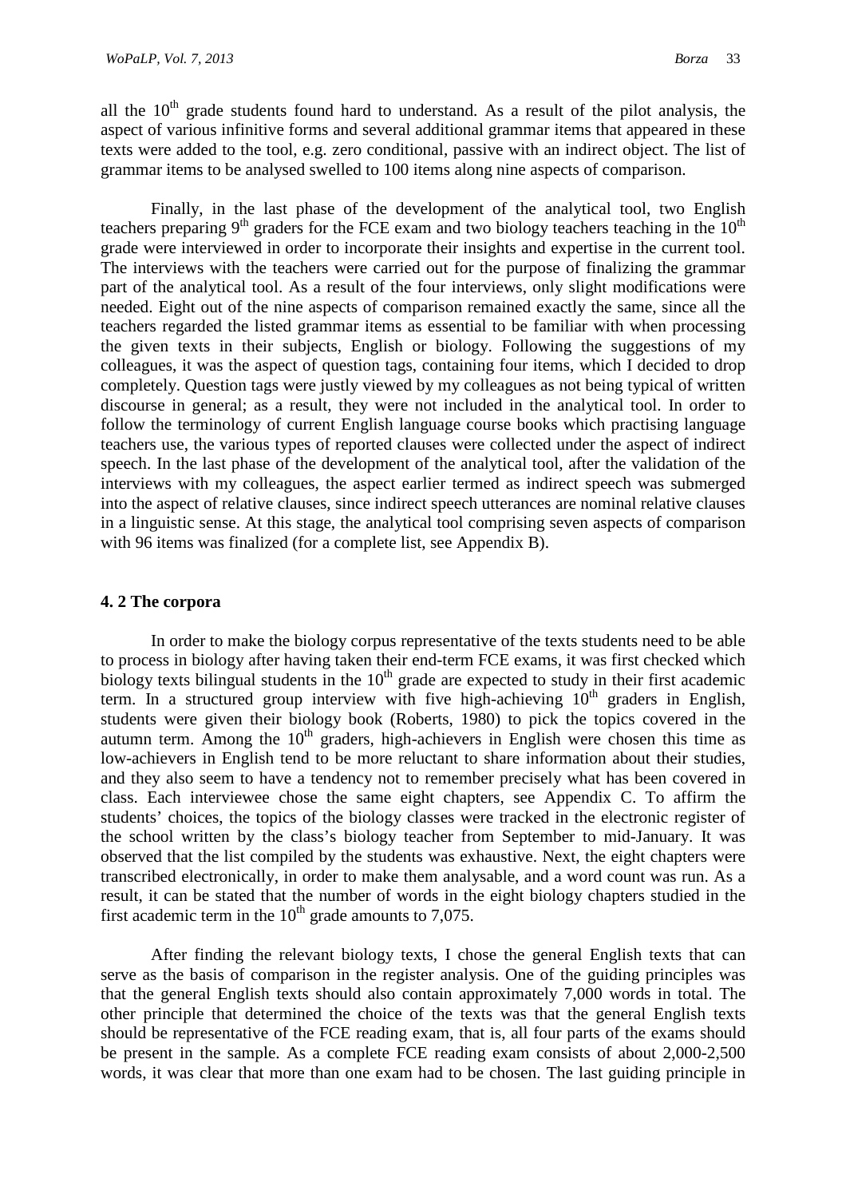all the 10th grade students found hard to understand. As a result of the pilot analysis, the aspect of various infinitive forms and several additional grammar items that appeared in these texts were added to the tool, e.g. zero conditional, passive with an indirect object. The list of grammar items to be analysed swelled to 100 items along nine aspects of comparison.

Finally, in the last phase of the development of the analytical tool, two English teachers preparing 9th graders for the FCE exam and two biology teachers teaching in the 10th grade were interviewed in order to incorporate their insights and expertise in the current tool. The interviews with the teachers were carried out for the purpose of finalizing the grammar part of the analytical tool. As a result of the four interviews, only slight modifications were needed. Eight out of the nine aspects of comparison remained exactly the same, since all the teachers regarded the listed grammar items as essential to be familiar with when processing the given texts in their subjects, English or biology. Following the suggestions of my colleagues, it was the aspect of question tags, containing four items, which I decided to drop completely. Question tags were justly viewed by my colleagues as not being typical of written discourse in general; as a result, they were not included in the analytical tool. In order to follow the terminology of current English language course books which practising language teachers use, the various types of reported clauses were collected under the aspect of indirect speech. In the last phase of the development of the analytical tool, after the validation of the interviews with my colleagues, the aspect earlier termed as indirect speech was submerged into the aspect of relative clauses, since indirect speech utterances are nominal relative clauses in a linguistic sense. At this stage, the analytical tool comprising seven aspects of comparison with 96 items was finalized (for a complete list, see Appendix B).

### 4. 2 The corpora

In order to make the biology corpus representative of the texts students need to be able to process in biology after having taken their end-term FCE exams, it was first checked which biology texts bilingual students in the 10th grade are expected to study in their first academic term. In a structured group interview with five high-achieving 10th graders in English, students were given their biology book (Roberts, 1980) to pick the topics covered in the autumn term. Among the 10th graders, high-achievers in English were chosen this time as low-achievers in English tend to be more reluctant to share information about their studies, and they also seem to have a tendency not to remember precisely what has been covered in class. Each interviewee chose the same eight chapters, see Appendix C. To affirm the students' choices, the topics of the biology classes were tracked in the electronic register of the school written by the class's biology teacher from September to mid-January. It was observed that the list compiled by the students was exhaustive. Next, the eight chapters were transcribed electronically, in order to make them analysable, and a word count was run. As a result, it can be stated that the number of words in the eight biology chapters studied in the first academic term in the 10th grade amounts to 7,075.

After finding the relevant biology texts, I chose the general English texts that can serve as the basis of comparison in the register analysis. One of the guiding principles was that the general English texts should also contain approximately 7,000 words in total. The other principle that determined the choice of the texts was that the general English texts should be representative of the FCE reading exam, that is, all four parts of the exams should be present in the sample. As a complete FCE reading exam consists of about 2,000-2,500 words, it was clear that more than one exam had to be chosen. The last guiding principle in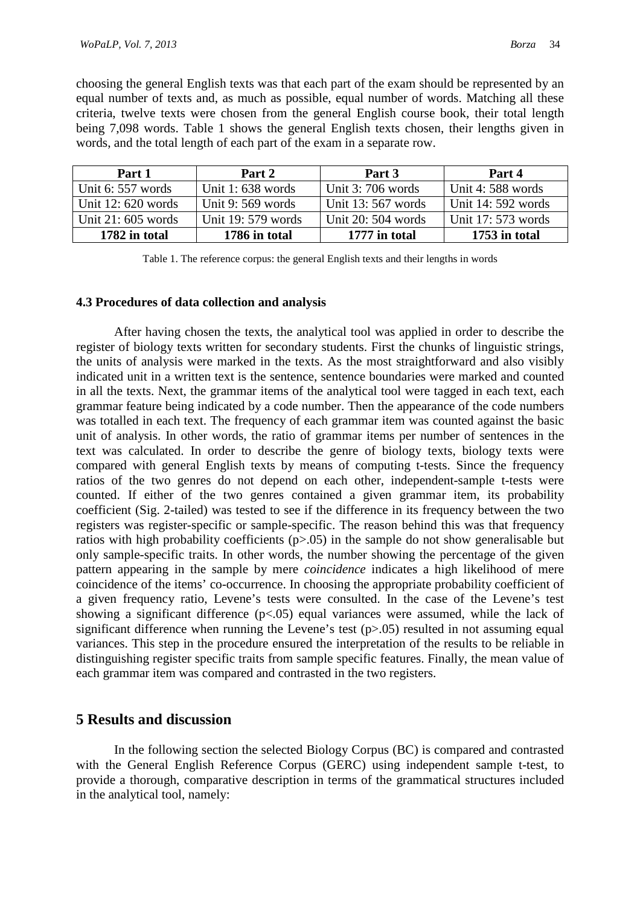choosing the general English texts was that each part of the exam should be represented by an equal number of texts and, as much as possible, equal number of words. Matching all these criteria, twelve texts were chosen from the general English course book, their total length being 7,098 words. Table 1 shows the general English texts chosen, their lengths given in words, and the total length of each part of the exam in a separate row.

| Part 1 | Part 2 | Part 3 | Part 4 |
|---|---|---|---|
| Unit 6: 557 words | Unit 1: 638 words | Unit 3: 706 words | Unit 4: 588 words |
| Unit 12: 620 words | Unit 9: 569 words | Unit 13: 567 words | Unit 14: 592 words |
| Unit 21: 605 words | Unit 19: 579 words | Unit 20: 504 words | Unit 17: 573 words |
| **1782 in total** | **1786 in total** | **1777 in total** | **1753 in total** |

Table 1. The reference corpus: the general English texts and their lengths in words

### 4.3 Procedures of data collection and analysis

After having chosen the texts, the analytical tool was applied in order to describe the register of biology texts written for secondary students. First the chunks of linguistic strings, the units of analysis were marked in the texts. As the most straightforward and also visibly indicated unit in a written text is the sentence, sentence boundaries were marked and counted in all the texts. Next, the grammar items of the analytical tool were tagged in each text, each grammar feature being indicated by a code number. Then the appearance of the code numbers was totalled in each text. The frequency of each grammar item was counted against the basic unit of analysis. In other words, the ratio of grammar items per number of sentences in the text was calculated. In order to describe the genre of biology texts, biology texts were compared with general English texts by means of computing t-tests. Since the frequency ratios of the two genres do not depend on each other, independent-sample t-tests were counted. If either of the two genres contained a given grammar item, its probability coefficient (Sig. 2-tailed) was tested to see if the difference in its frequency between the two registers was register-specific or sample-specific. The reason behind this was that frequency ratios with high probability coefficients ($p>.05$) in the sample do not show generalisable but only sample-specific traits. In other words, the number showing the percentage of the given pattern appearing in the sample by mere *coincidence* indicates a high likelihood of mere coincidence of the items' co-occurrence. In choosing the appropriate probability coefficient of a given frequency ratio, Levene's tests were consulted. In the case of the Levene's test showing a significant difference ($p<.05$) equal variances were assumed, while the lack of significant difference when running the Levene's test ($p>.05$) resulted in not assuming equal variances. This step in the procedure ensured the interpretation of the results to be reliable in distinguishing register specific traits from sample specific features. Finally, the mean value of each grammar item was compared and contrasted in the two registers.

## 5 Results and discussion

In the following section the selected Biology Corpus (BC) is compared and contrasted with the General English Reference Corpus (GERC) using independent sample t-test, to provide a thorough, comparative description in terms of the grammatical structures included in the analytical tool, namely: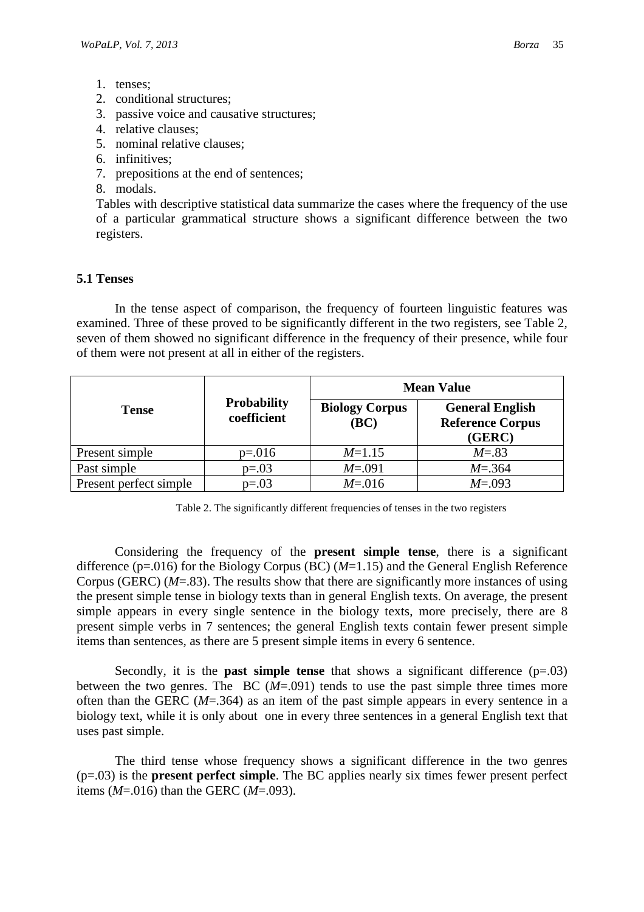1. tenses;
2. conditional structures;
3. passive voice and causative structures;
4. relative clauses;
5. nominal relative clauses;
6. infinitives;
7. prepositions at the end of sentences;
8. modals.

Tables with descriptive statistical data summarize the cases where the frequency of the use of a particular grammatical structure shows a significant difference between the two registers.

### 5.1 Tenses

In the tense aspect of comparison, the frequency of fourteen linguistic features was examined. Three of these proved to be significantly different in the two registers, see Table 2, seven of them showed no significant difference in the frequency of their presence, while four of them were not present at all in either of the registers.

| Tense | Probability coefficient | Mean Value | |
|---|---|---|---|
| | | Biology Corpus (BC) | General English Reference Corpus (GERC) |
| Present simple | p=.016 | *M*=1.15 | *M*=.83 |
| Past simple | p=.03 | *M*=.091 | *M*=.364 |
| Present perfect simple | p=.03 | *M*=.016 | *M*=.093 |

Table 2. The significantly different frequencies of tenses in the two registers

Considering the frequency of the **present simple tense**, there is a significant difference (p=.016) for the Biology Corpus (BC) (*M*=1.15) and the General English Reference Corpus (GERC) (*M*=.83). The results show that there are significantly more instances of using the present simple tense in biology texts than in general English texts. On average, the present simple appears in every single sentence in the biology texts, more precisely, there are 8 present simple verbs in 7 sentences; the general English texts contain fewer present simple items than sentences, as there are 5 present simple items in every 6 sentence.

Secondly, it is the **past simple tense** that shows a significant difference (p=.03) between the two genres. The BC (*M*=.091) tends to use the past simple three times more often than the GERC (*M*=.364) as an item of the past simple appears in every sentence in a biology text, while it is only about one in every three sentences in a general English text that uses past simple.

The third tense whose frequency shows a significant difference in the two genres (p=.03) is the **present perfect simple**. The BC applies nearly six times fewer present perfect items (*M*=.016) than the GERC (*M*=.093).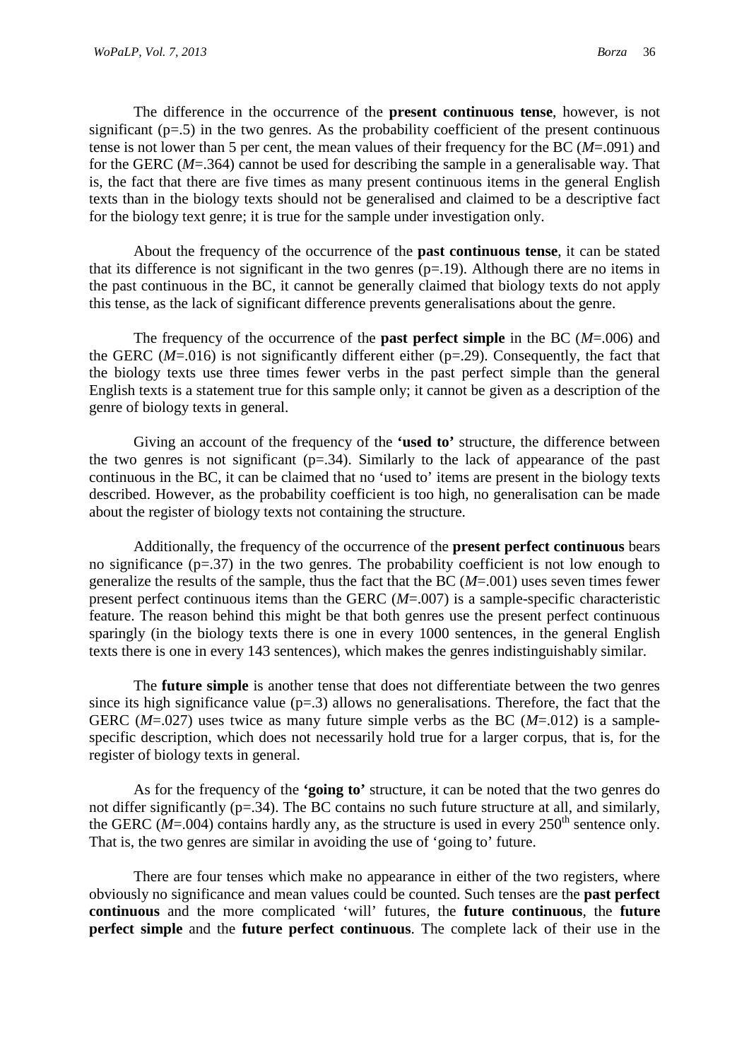The difference in the occurrence of the **present continuous tense**, however, is not significant (p=.5) in the two genres. As the probability coefficient of the present continuous tense is not lower than 5 per cent, the mean values of their frequency for the BC (*M*=.091) and for the GERC (*M*=.364) cannot be used for describing the sample in a generalisable way. That is, the fact that there are five times as many present continuous items in the general English texts than in the biology texts should not be generalised and claimed to be a descriptive fact for the biology text genre; it is true for the sample under investigation only.

About the frequency of the occurrence of the **past continuous tense**, it can be stated that its difference is not significant in the two genres (p=.19). Although there are no items in the past continuous in the BC, it cannot be generally claimed that biology texts do not apply this tense, as the lack of significant difference prevents generalisations about the genre.

The frequency of the occurrence of the **past perfect simple** in the BC (*M*=.006) and the GERC (*M*=.016) is not significantly different either (p=.29). Consequently, the fact that the biology texts use three times fewer verbs in the past perfect simple than the general English texts is a statement true for this sample only; it cannot be given as a description of the genre of biology texts in general.

Giving an account of the frequency of the **'used to'** structure, the difference between the two genres is not significant (p=.34). Similarly to the lack of appearance of the past continuous in the BC, it can be claimed that no 'used to' items are present in the biology texts described. However, as the probability coefficient is too high, no generalisation can be made about the register of biology texts not containing the structure.

Additionally, the frequency of the occurrence of the **present perfect continuous** bears no significance (p=.37) in the two genres. The probability coefficient is not low enough to generalize the results of the sample, thus the fact that the BC (*M*=.001) uses seven times fewer present perfect continuous items than the GERC (*M*=.007) is a sample-specific characteristic feature. The reason behind this might be that both genres use the present perfect continuous sparingly (in the biology texts there is one in every 1000 sentences, in the general English texts there is one in every 143 sentences), which makes the genres indistinguishably similar.

The **future simple** is another tense that does not differentiate between the two genres since its high significance value (p=.3) allows no generalisations. Therefore, the fact that the GERC (*M*=.027) uses twice as many future simple verbs as the BC (*M*=.012) is a sample-specific description, which does not necessarily hold true for a larger corpus, that is, for the register of biology texts in general.

As for the frequency of the **'going to'** structure, it can be noted that the two genres do not differ significantly (p=.34). The BC contains no such future structure at all, and similarly, the GERC (*M*=.004) contains hardly any, as the structure is used in every 250th sentence only. That is, the two genres are similar in avoiding the use of 'going to' future.

There are four tenses which make no appearance in either of the two registers, where obviously no significance and mean values could be counted. Such tenses are the **past perfect continuous** and the more complicated 'will' futures, the **future continuous**, the **future perfect simple** and the **future perfect continuous**. The complete lack of their use in the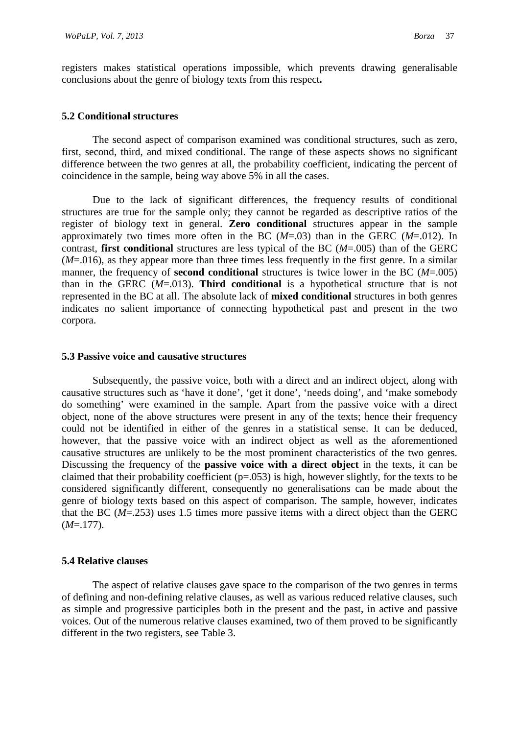registers makes statistical operations impossible, which prevents drawing generalisable conclusions about the genre of biology texts from this respect**.**

### 5.2 Conditional structures

The second aspect of comparison examined was conditional structures, such as zero, first, second, third, and mixed conditional. The range of these aspects shows no significant difference between the two genres at all, the probability coefficient, indicating the percent of coincidence in the sample, being way above 5% in all the cases.

Due to the lack of significant differences, the frequency results of conditional structures are true for the sample only; they cannot be regarded as descriptive ratios of the register of biology text in general. **Zero conditional** structures appear in the sample approximately two times more often in the BC (*M*=.03) than in the GERC (*M*=.012). In contrast, **first conditional** structures are less typical of the BC (*M*=.005) than of the GERC (*M*=.016), as they appear more than three times less frequently in the first genre. In a similar manner, the frequency of **second conditional** structures is twice lower in the BC (*M*=.005) than in the GERC (*M*=.013). **Third conditional** is a hypothetical structure that is not represented in the BC at all. The absolute lack of **mixed conditional** structures in both genres indicates no salient importance of connecting hypothetical past and present in the two corpora.

### 5.3 Passive voice and causative structures

Subsequently, the passive voice, both with a direct and an indirect object, along with causative structures such as 'have it done', 'get it done', 'needs doing', and 'make somebody do something' were examined in the sample. Apart from the passive voice with a direct object, none of the above structures were present in any of the texts; hence their frequency could not be identified in either of the genres in a statistical sense. It can be deduced, however, that the passive voice with an indirect object as well as the aforementioned causative structures are unlikely to be the most prominent characteristics of the two genres. Discussing the frequency of the **passive voice with a direct object** in the texts, it can be claimed that their probability coefficient (p=.053) is high, however slightly, for the texts to be considered significantly different, consequently no generalisations can be made about the genre of biology texts based on this aspect of comparison. The sample, however, indicates that the BC (*M*=.253) uses 1.5 times more passive items with a direct object than the GERC (*M*=.177).

### 5.4 Relative clauses

The aspect of relative clauses gave space to the comparison of the two genres in terms of defining and non-defining relative clauses, as well as various reduced relative clauses, such as simple and progressive participles both in the present and the past, in active and passive voices. Out of the numerous relative clauses examined, two of them proved to be significantly different in the two registers, see Table 3.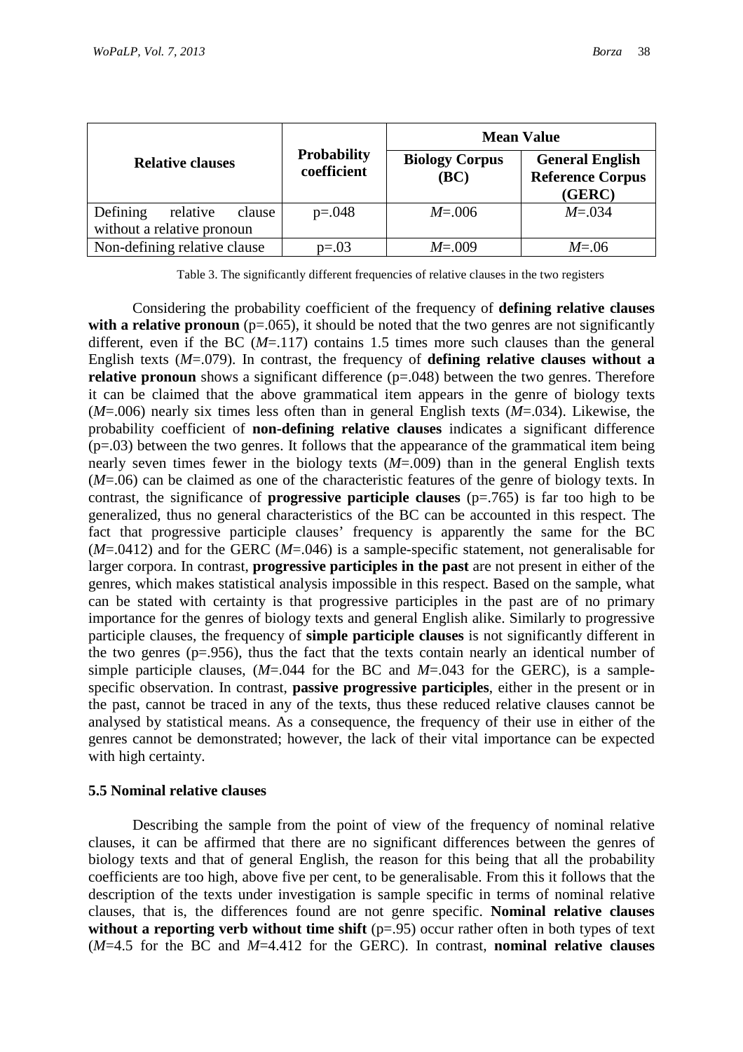| Relative clauses | Probability coefficient | Mean Value | |
|---|---|---|---|
| | | **Biology Corpus (BC)** | **General English Reference Corpus (GERC)** |
| Defining relative clause without a relative pronoun | p=.048 | *M*=.006 | *M*=.034 |
| Non-defining relative clause | p=.03 | *M*=.009 | *M*=.06 |

Table 3. The significantly different frequencies of relative clauses in the two registers

Considering the probability coefficient of the frequency of **defining relative clauses with a relative pronoun** (p=.065), it should be noted that the two genres are not significantly different, even if the BC (*M*=.117) contains 1.5 times more such clauses than the general English texts (*M*=.079). In contrast, the frequency of **defining relative clauses without a relative pronoun** shows a significant difference (p=.048) between the two genres. Therefore it can be claimed that the above grammatical item appears in the genre of biology texts (*M*=.006) nearly six times less often than in general English texts (*M*=.034). Likewise, the probability coefficient of **non-defining relative clauses** indicates a significant difference (p=.03) between the two genres. It follows that the appearance of the grammatical item being nearly seven times fewer in the biology texts (*M*=.009) than in the general English texts (*M*=.06) can be claimed as one of the characteristic features of the genre of biology texts. In contrast, the significance of **progressive participle clauses** (p=.765) is far too high to be generalized, thus no general characteristics of the BC can be accounted in this respect. The fact that progressive participle clauses' frequency is apparently the same for the BC (*M*=.0412) and for the GERC (*M*=.046) is a sample-specific statement, not generalisable for larger corpora. In contrast, **progressive participles in the past** are not present in either of the genres, which makes statistical analysis impossible in this respect. Based on the sample, what can be stated with certainty is that progressive participles in the past are of no primary importance for the genres of biology texts and general English alike. Similarly to progressive participle clauses, the frequency of **simple participle clauses** is not significantly different in the two genres (p=.956), thus the fact that the texts contain nearly an identical number of simple participle clauses, (*M*=.044 for the BC and *M*=.043 for the GERC), is a sample-specific observation. In contrast, **passive progressive participles**, either in the present or in the past, cannot be traced in any of the texts, thus these reduced relative clauses cannot be analysed by statistical means. As a consequence, the frequency of their use in either of the genres cannot be demonstrated; however, the lack of their vital importance can be expected with high certainty.

### 5.5 Nominal relative clauses

Describing the sample from the point of view of the frequency of nominal relative clauses, it can be affirmed that there are no significant differences between the genres of biology texts and that of general English, the reason for this being that all the probability coefficients are too high, above five per cent, to be generalisable. From this it follows that the description of the texts under investigation is sample specific in terms of nominal relative clauses, that is, the differences found are not genre specific. **Nominal relative clauses without a reporting verb without time shift** (p=.95) occur rather often in both types of text (*M*=4.5 for the BC and *M*=4.412 for the GERC). In contrast, **nominal relative clauses**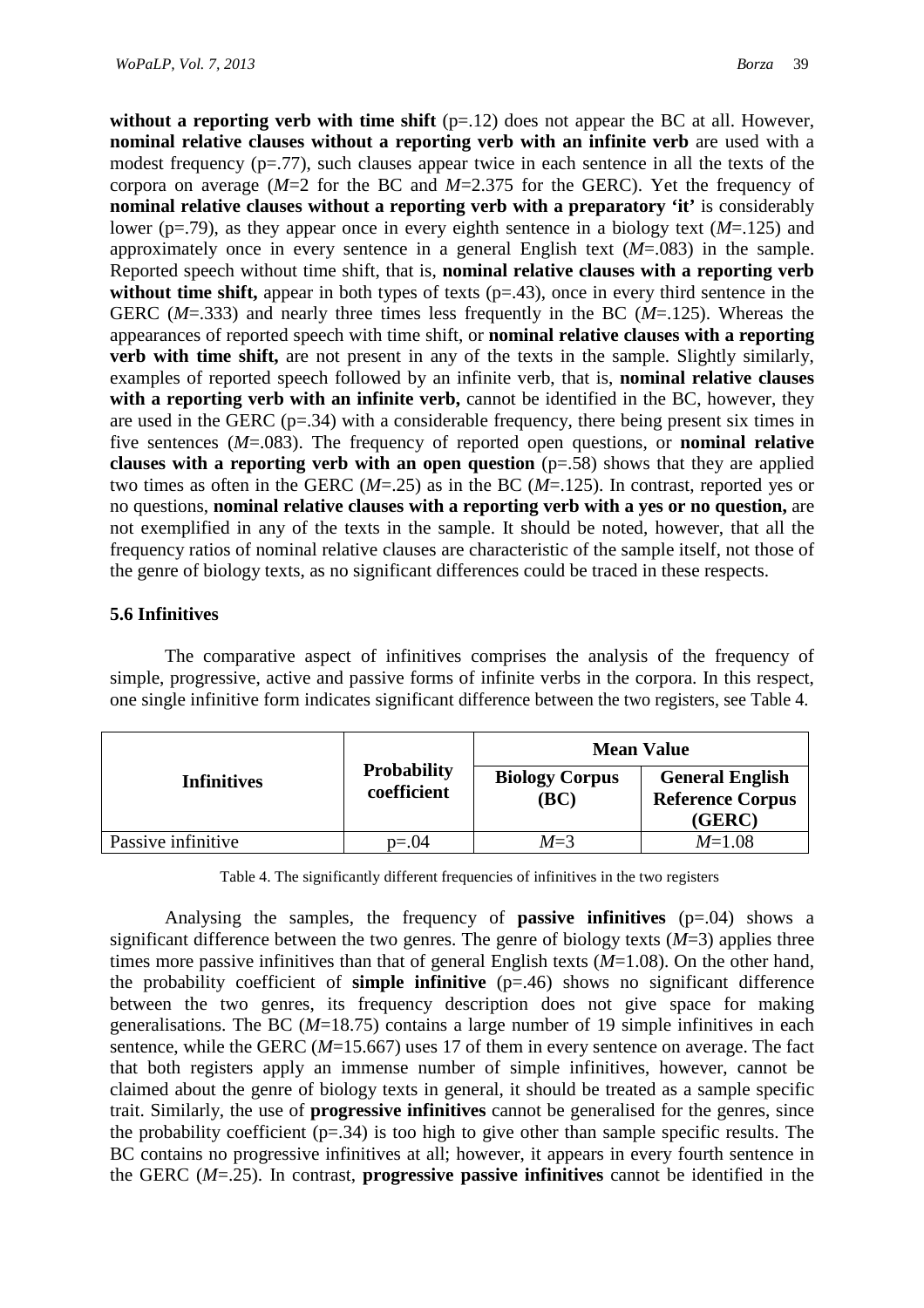**without a reporting verb with time shift** (p=.12) does not appear the BC at all. However, **nominal relative clauses without a reporting verb with an infinite verb** are used with a modest frequency (p=.77), such clauses appear twice in each sentence in all the texts of the corpora on average (*M*=2 for the BC and *M*=2.375 for the GERC). Yet the frequency of **nominal relative clauses without a reporting verb with a preparatory 'it'** is considerably lower (p=.79), as they appear once in every eighth sentence in a biology text (*M*=.125) and approximately once in every sentence in a general English text (*M*=.083) in the sample. Reported speech without time shift, that is, **nominal relative clauses with a reporting verb without time shift,** appear in both types of texts (p=.43), once in every third sentence in the GERC (*M*=.333) and nearly three times less frequently in the BC (*M*=.125). Whereas the appearances of reported speech with time shift, or **nominal relative clauses with a reporting verb with time shift,** are not present in any of the texts in the sample. Slightly similarly, examples of reported speech followed by an infinite verb, that is, **nominal relative clauses with a reporting verb with an infinite verb,** cannot be identified in the BC, however, they are used in the GERC (p=.34) with a considerable frequency, there being present six times in five sentences (*M*=.083). The frequency of reported open questions, or **nominal relative clauses with a reporting verb with an open question** (p=.58) shows that they are applied two times as often in the GERC (*M*=.25) as in the BC (*M*=.125). In contrast, reported yes or no questions, **nominal relative clauses with a reporting verb with a yes or no question,** are not exemplified in any of the texts in the sample. It should be noted, however, that all the frequency ratios of nominal relative clauses are characteristic of the sample itself, not those of the genre of biology texts, as no significant differences could be traced in these respects.

### 5.6 Infinitives

The comparative aspect of infinitives comprises the analysis of the frequency of simple, progressive, active and passive forms of infinite verbs in the corpora. In this respect, one single infinitive form indicates significant difference between the two registers, see Table 4.

| Infinitives | Probability coefficient | Mean Value | |
|---|---|---|---|
| | | Biology Corpus (BC) | General English Reference Corpus (GERC) |
| Passive infinitive | p=.04 | *M*=3 | *M*=1.08 |

Table 4. The significantly different frequencies of infinitives in the two registers

Analysing the samples, the frequency of **passive infinitives** (p=.04) shows a significant difference between the two genres. The genre of biology texts (*M*=3) applies three times more passive infinitives than that of general English texts (*M*=1.08). On the other hand, the probability coefficient of **simple infinitive** (p=.46) shows no significant difference between the two genres, its frequency description does not give space for making generalisations. The BC (*M*=18.75) contains a large number of 19 simple infinitives in each sentence, while the GERC (*M*=15.667) uses 17 of them in every sentence on average. The fact that both registers apply an immense number of simple infinitives, however, cannot be claimed about the genre of biology texts in general, it should be treated as a sample specific trait. Similarly, the use of **progressive infinitives** cannot be generalised for the genres, since the probability coefficient (p=.34) is too high to give other than sample specific results. The BC contains no progressive infinitives at all; however, it appears in every fourth sentence in the GERC (*M*=.25). In contrast, **progressive passive infinitives** cannot be identified in the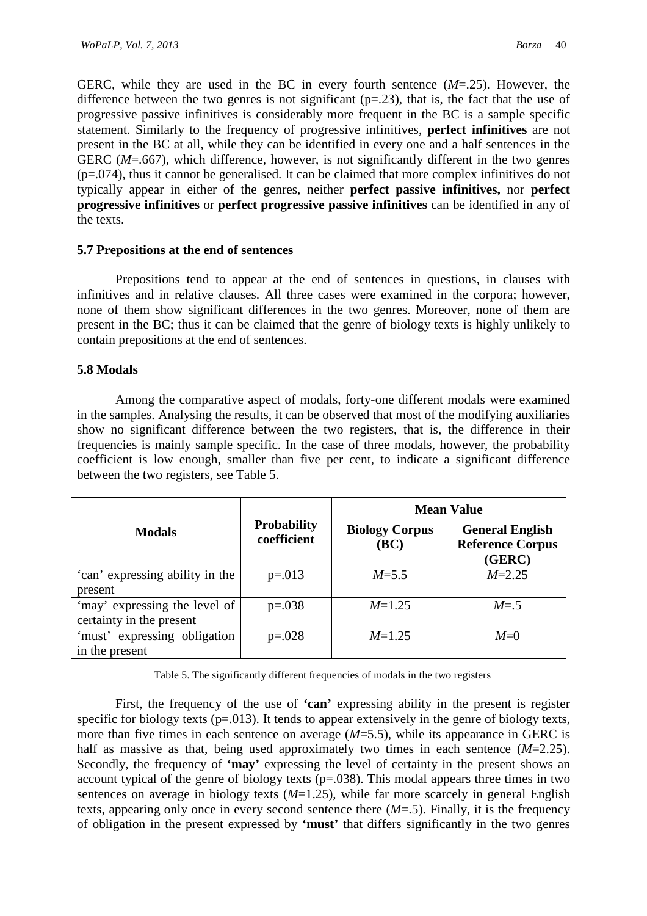GERC, while they are used in the BC in every fourth sentence (*M*=.25). However, the difference between the two genres is not significant (p=.23), that is, the fact that the use of progressive passive infinitives is considerably more frequent in the BC is a sample specific statement. Similarly to the frequency of progressive infinitives, **perfect infinitives** are not present in the BC at all, while they can be identified in every one and a half sentences in the GERC (*M*=.667), which difference, however, is not significantly different in the two genres (p=.074), thus it cannot be generalised. It can be claimed that more complex infinitives do not typically appear in either of the genres, neither **perfect passive infinitives,** nor **perfect progressive infinitives** or **perfect progressive passive infinitives** can be identified in any of the texts.

### 5.7 Prepositions at the end of sentences

Prepositions tend to appear at the end of sentences in questions, in clauses with infinitives and in relative clauses. All three cases were examined in the corpora; however, none of them show significant differences in the two genres. Moreover, none of them are present in the BC; thus it can be claimed that the genre of biology texts is highly unlikely to contain prepositions at the end of sentences.

### 5.8 Modals

Among the comparative aspect of modals, forty-one different modals were examined in the samples. Analysing the results, it can be observed that most of the modifying auxiliaries show no significant difference between the two registers, that is, the difference in their frequencies is mainly sample specific. In the case of three modals, however, the probability coefficient is low enough, smaller than five per cent, to indicate a significant difference between the two registers, see Table 5.

| Modals | Probability coefficient | Mean Value | |
|---|---|---|---|
| | | Biology Corpus (BC) | General English Reference Corpus (GERC) |
| 'can' expressing ability in the present | p=.013 | *M*=5.5 | *M*=2.25 |
| 'may' expressing the level of certainty in the present | p=.038 | *M*=1.25 | *M*=.5 |
| 'must' expressing obligation in the present | p=.028 | *M*=1.25 | *M*=0 |

Table 5. The significantly different frequencies of modals in the two registers

First, the frequency of the use of **'can'** expressing ability in the present is register specific for biology texts (p=.013). It tends to appear extensively in the genre of biology texts, more than five times in each sentence on average (*M*=5.5), while its appearance in GERC is half as massive as that, being used approximately two times in each sentence (*M*=2.25). Secondly, the frequency of **'may'** expressing the level of certainty in the present shows an account typical of the genre of biology texts (p=.038). This modal appears three times in two sentences on average in biology texts (*M*=1.25), while far more scarcely in general English texts, appearing only once in every second sentence there (*M*=.5). Finally, it is the frequency of obligation in the present expressed by **'must'** that differs significantly in the two genres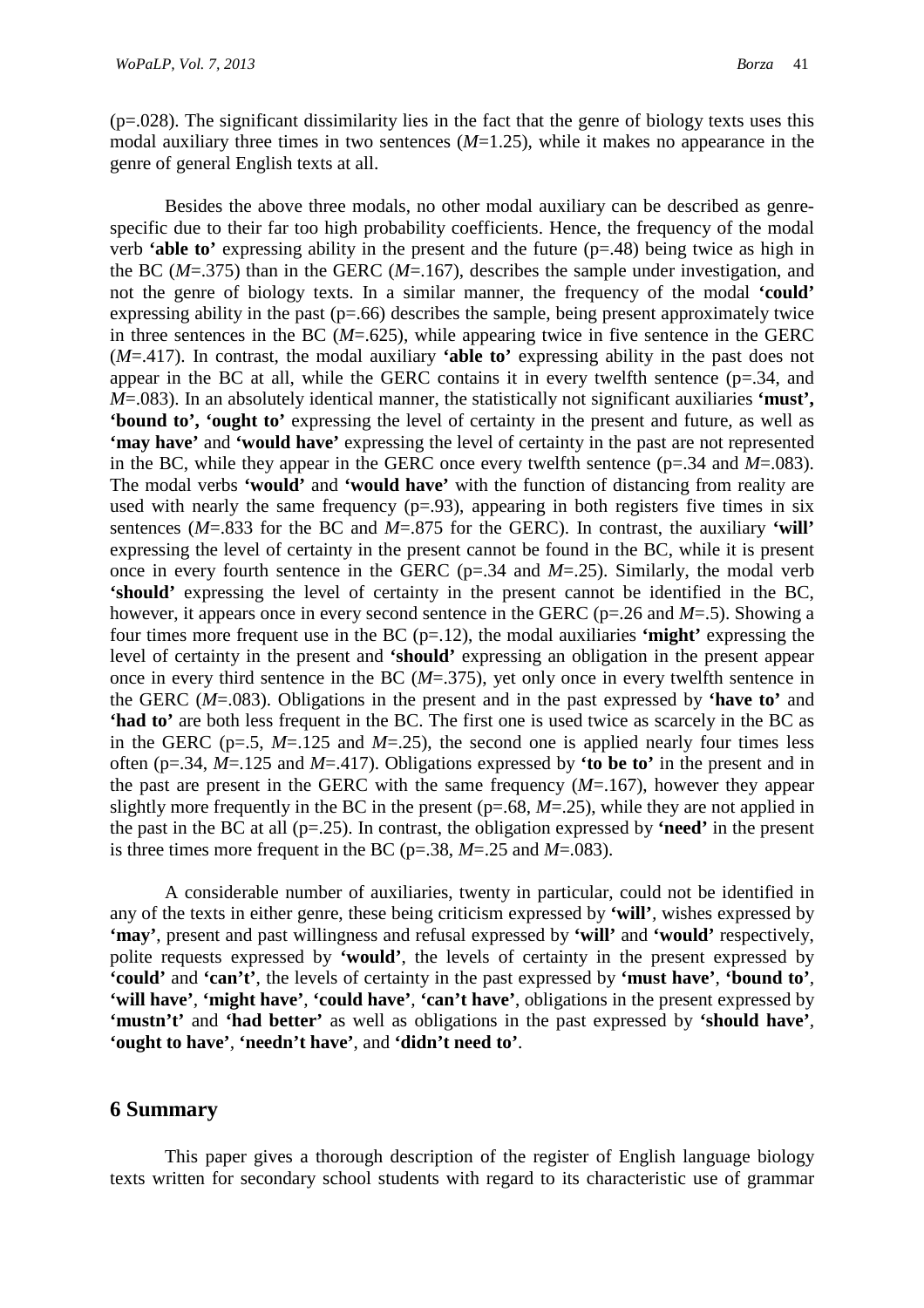(p=.028). The significant dissimilarity lies in the fact that the genre of biology texts uses this modal auxiliary three times in two sentences (*M*=1.25), while it makes no appearance in the genre of general English texts at all.

Besides the above three modals, no other modal auxiliary can be described as genre-specific due to their far too high probability coefficients. Hence, the frequency of the modal verb **'able to'** expressing ability in the present and the future (p=.48) being twice as high in the BC (*M*=.375) than in the GERC (*M*=.167), describes the sample under investigation, and not the genre of biology texts. In a similar manner, the frequency of the modal **'could'** expressing ability in the past (p=.66) describes the sample, being present approximately twice in three sentences in the BC (*M*=.625), while appearing twice in five sentence in the GERC (*M*=.417). In contrast, the modal auxiliary **'able to'** expressing ability in the past does not appear in the BC at all, while the GERC contains it in every twelfth sentence (p=.34, and *M*=.083). In an absolutely identical manner, the statistically not significant auxiliaries **'must', 'bound to', 'ought to'** expressing the level of certainty in the present and future, as well as **'may have'** and **'would have'** expressing the level of certainty in the past are not represented in the BC, while they appear in the GERC once every twelfth sentence (p=.34 and *M*=.083). The modal verbs **'would'** and **'would have'** with the function of distancing from reality are used with nearly the same frequency (p=.93), appearing in both registers five times in six sentences (*M*=.833 for the BC and *M*=.875 for the GERC). In contrast, the auxiliary **'will'** expressing the level of certainty in the present cannot be found in the BC, while it is present once in every fourth sentence in the GERC (p=.34 and *M*=.25). Similarly, the modal verb **'should'** expressing the level of certainty in the present cannot be identified in the BC, however, it appears once in every second sentence in the GERC (p=.26 and *M*=.5). Showing a four times more frequent use in the BC (p=.12), the modal auxiliaries **'might'** expressing the level of certainty in the present and **'should'** expressing an obligation in the present appear once in every third sentence in the BC (*M*=.375), yet only once in every twelfth sentence in the GERC (*M*=.083). Obligations in the present and in the past expressed by **'have to'** and **'had to'** are both less frequent in the BC. The first one is used twice as scarcely in the BC as in the GERC (p=.5, *M*=.125 and *M*=.25), the second one is applied nearly four times less often (p=.34, *M*=.125 and *M*=.417). Obligations expressed by **'to be to'** in the present and in the past are present in the GERC with the same frequency (*M*=.167), however they appear slightly more frequently in the BC in the present (p=.68, *M*=.25), while they are not applied in the past in the BC at all (p=.25). In contrast, the obligation expressed by **'need'** in the present is three times more frequent in the BC (p=.38, *M*=.25 and *M*=.083).

A considerable number of auxiliaries, twenty in particular, could not be identified in any of the texts in either genre, these being criticism expressed by **'will'**, wishes expressed by **'may'**, present and past willingness and refusal expressed by **'will'** and **'would'** respectively, polite requests expressed by **'would'**, the levels of certainty in the present expressed by **'could'** and **'can't'**, the levels of certainty in the past expressed by **'must have'**, **'bound to'**, **'will have'**, **'might have'**, **'could have'**, **'can't have'**, obligations in the present expressed by **'mustn't'** and **'had better'** as well as obligations in the past expressed by **'should have'**, **'ought to have'**, **'needn't have'**, and **'didn't need to'**.

## 6 Summary

This paper gives a thorough description of the register of English language biology texts written for secondary school students with regard to its characteristic use of grammar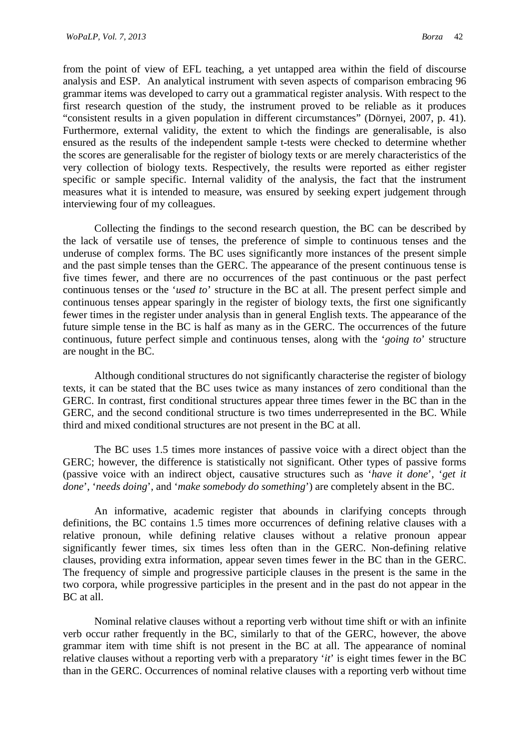from the point of view of EFL teaching, a yet untapped area within the field of discourse analysis and ESP. An analytical instrument with seven aspects of comparison embracing 96 grammar items was developed to carry out a grammatical register analysis. With respect to the first research question of the study, the instrument proved to be reliable as it produces "consistent results in a given population in different circumstances" (Dörnyei, 2007, p. 41). Furthermore, external validity, the extent to which the findings are generalisable, is also ensured as the results of the independent sample t-tests were checked to determine whether the scores are generalisable for the register of biology texts or are merely characteristics of the very collection of biology texts. Respectively, the results were reported as either register specific or sample specific. Internal validity of the analysis, the fact that the instrument measures what it is intended to measure, was ensured by seeking expert judgement through interviewing four of my colleagues.

Collecting the findings to the second research question, the BC can be described by the lack of versatile use of tenses, the preference of simple to continuous tenses and the underuse of complex forms. The BC uses significantly more instances of the present simple and the past simple tenses than the GERC. The appearance of the present continuous tense is five times fewer, and there are no occurrences of the past continuous or the past perfect continuous tenses or the '*used to*' structure in the BC at all. The present perfect simple and continuous tenses appear sparingly in the register of biology texts, the first one significantly fewer times in the register under analysis than in general English texts. The appearance of the future simple tense in the BC is half as many as in the GERC. The occurrences of the future continuous, future perfect simple and continuous tenses, along with the '*going to*' structure are nought in the BC.

Although conditional structures do not significantly characterise the register of biology texts, it can be stated that the BC uses twice as many instances of zero conditional than the GERC. In contrast, first conditional structures appear three times fewer in the BC than in the GERC, and the second conditional structure is two times underrepresented in the BC. While third and mixed conditional structures are not present in the BC at all.

The BC uses 1.5 times more instances of passive voice with a direct object than the GERC; however, the difference is statistically not significant. Other types of passive forms (passive voice with an indirect object, causative structures such as '*have it done*', '*get it done*', '*needs doing*', and '*make somebody do something*') are completely absent in the BC.

An informative, academic register that abounds in clarifying concepts through definitions, the BC contains 1.5 times more occurrences of defining relative clauses with a relative pronoun, while defining relative clauses without a relative pronoun appear significantly fewer times, six times less often than in the GERC. Non-defining relative clauses, providing extra information, appear seven times fewer in the BC than in the GERC. The frequency of simple and progressive participle clauses in the present is the same in the two corpora, while progressive participles in the present and in the past do not appear in the BC at all.

Nominal relative clauses without a reporting verb without time shift or with an infinite verb occur rather frequently in the BC, similarly to that of the GERC, however, the above grammar item with time shift is not present in the BC at all. The appearance of nominal relative clauses without a reporting verb with a preparatory '*it*' is eight times fewer in the BC than in the GERC. Occurrences of nominal relative clauses with a reporting verb without time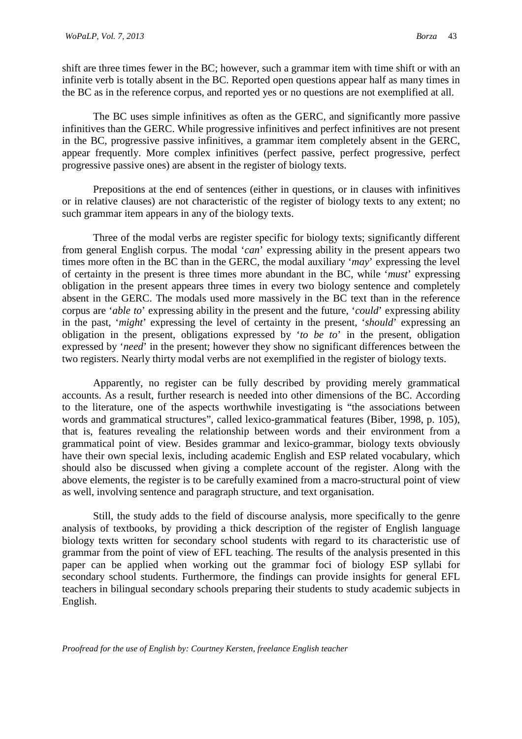shift are three times fewer in the BC; however, such a grammar item with time shift or with an infinite verb is totally absent in the BC. Reported open questions appear half as many times in the BC as in the reference corpus, and reported yes or no questions are not exemplified at all.

The BC uses simple infinitives as often as the GERC, and significantly more passive infinitives than the GERC. While progressive infinitives and perfect infinitives are not present in the BC, progressive passive infinitives, a grammar item completely absent in the GERC, appear frequently. More complex infinitives (perfect passive, perfect progressive, perfect progressive passive ones) are absent in the register of biology texts.

Prepositions at the end of sentences (either in questions, or in clauses with infinitives or in relative clauses) are not characteristic of the register of biology texts to any extent; no such grammar item appears in any of the biology texts.

Three of the modal verbs are register specific for biology texts; significantly different from general English corpus. The modal '*can*' expressing ability in the present appears two times more often in the BC than in the GERC, the modal auxiliary '*may*' expressing the level of certainty in the present is three times more abundant in the BC, while '*must*' expressing obligation in the present appears three times in every two biology sentence and completely absent in the GERC. The modals used more massively in the BC text than in the reference corpus are '*able to*' expressing ability in the present and the future, '*could*' expressing ability in the past, '*might*' expressing the level of certainty in the present, '*should*' expressing an obligation in the present, obligations expressed by '*to be to*' in the present, obligation expressed by '*need*' in the present; however they show no significant differences between the two registers. Nearly thirty modal verbs are not exemplified in the register of biology texts.

Apparently, no register can be fully described by providing merely grammatical accounts. As a result, further research is needed into other dimensions of the BC. According to the literature, one of the aspects worthwhile investigating is "the associations between words and grammatical structures", called lexico-grammatical features (Biber, 1998, p. 105), that is, features revealing the relationship between words and their environment from a grammatical point of view. Besides grammar and lexico-grammar, biology texts obviously have their own special lexis, including academic English and ESP related vocabulary, which should also be discussed when giving a complete account of the register. Along with the above elements, the register is to be carefully examined from a macro-structural point of view as well, involving sentence and paragraph structure, and text organisation.

Still, the study adds to the field of discourse analysis, more specifically to the genre analysis of textbooks, by providing a thick description of the register of English language biology texts written for secondary school students with regard to its characteristic use of grammar from the point of view of EFL teaching. The results of the analysis presented in this paper can be applied when working out the grammar foci of biology ESP syllabi for secondary school students. Furthermore, the findings can provide insights for general EFL teachers in bilingual secondary schools preparing their students to study academic subjects in English.

*Proofread for the use of English by: Courtney Kersten, freelance English teacher*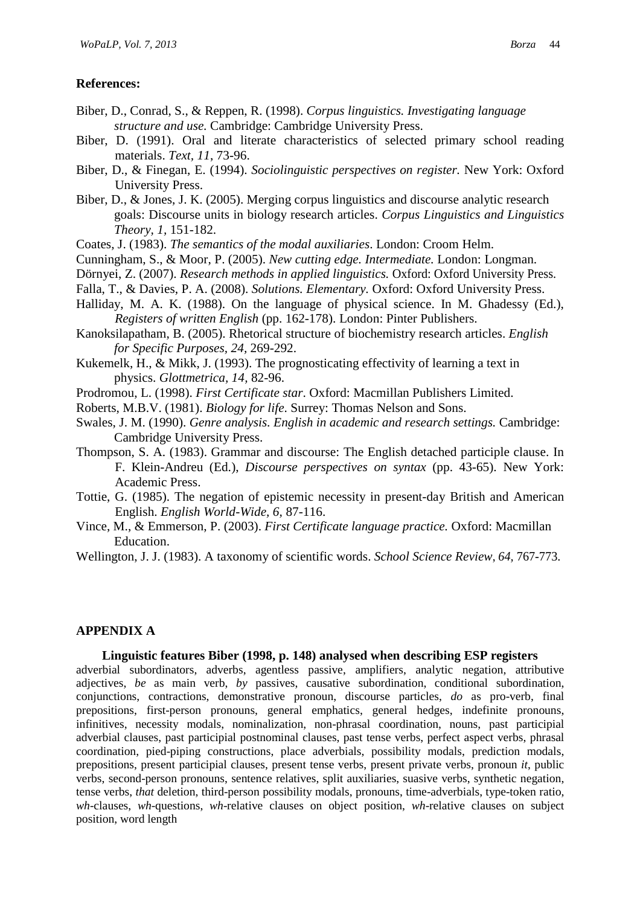## References:

Biber, D., Conrad, S., & Reppen, R. (1998). *Corpus linguistics. Investigating language structure and use.* Cambridge: Cambridge University Press.

Biber, D. (1991). Oral and literate characteristics of selected primary school reading materials. *Text, 11,* 73-96.

Biber, D., & Finegan, E. (1994). *Sociolinguistic perspectives on register.* New York: Oxford University Press.

Biber, D., & Jones, J. K. (2005). Merging corpus linguistics and discourse analytic research goals: Discourse units in biology research articles. *Corpus Linguistics and Linguistics Theory, 1,* 151-182.

Coates, J. (1983). *The semantics of the modal auxiliaries*. London: Croom Helm.

Cunningham, S., & Moor, P. (2005). *New cutting edge. Intermediate.* London: Longman.

Dörnyei, Z. (2007). *Research methods in applied linguistics.* Oxford: Oxford University Press.

Falla, T., & Davies, P. A. (2008). *Solutions. Elementary.* Oxford: Oxford University Press.

Halliday, M. A. K. (1988). On the language of physical science. In M. Ghadessy (Ed.), *Registers of written English* (pp. 162-178). London: Pinter Publishers.

Kanoksilapatham, B. (2005). Rhetorical structure of biochemistry research articles. *English for Specific Purposes, 24,* 269-292.

Kukemelk, H., & Mikk, J. (1993). The prognosticating effectivity of learning a text in physics. *Glottmetrica, 14,* 82-96.

Prodromou, L. (1998). *First Certificate star*. Oxford: Macmillan Publishers Limited.

Roberts, M.B.V. (1981). *Biology for life*. Surrey: Thomas Nelson and Sons.

Swales, J. M. (1990). *Genre analysis. English in academic and research settings.* Cambridge: Cambridge University Press.

Thompson, S. A. (1983). Grammar and discourse: The English detached participle clause. In F. Klein-Andreu (Ed.), *Discourse perspectives on syntax* (pp. 43-65). New York: Academic Press.

Tottie, G. (1985). The negation of epistemic necessity in present-day British and American English. *English World-Wide, 6,* 87-116.

Vince, M., & Emmerson, P. (2003). *First Certificate language practice.* Oxford: Macmillan Education.

Wellington, J. J. (1983). A taxonomy of scientific words. *School Science Review, 64,* 767-773.

## APPENDIX A

**Linguistic features Biber (1998, p. 148) analysed when describing ESP registers**

adverbial subordinators, adverbs, agentless passive, amplifiers, analytic negation, attributive adjectives, *be* as main verb, *by* passives, causative subordination, conditional subordination, conjunctions, contractions, demonstrative pronoun, discourse particles, *do* as pro-verb, final prepositions, first-person pronouns, general emphatics, general hedges, indefinite pronouns, infinitives, necessity modals, nominalization, non-phrasal coordination, nouns, past participial adverbial clauses, past participial postnominal clauses, past tense verbs, perfect aspect verbs, phrasal coordination, pied-piping constructions, place adverbials, possibility modals, prediction modals, prepositions, present participial clauses, present tense verbs, present private verbs, pronoun *it*, public verbs, second-person pronouns, sentence relatives, split auxiliaries, suasive verbs, synthetic negation, tense verbs, *that* deletion, third-person possibility modals, pronouns, time-adverbials, type-token ratio, *wh*-clauses, *wh*-questions, *wh*-relative clauses on object position, *wh*-relative clauses on subject position, word length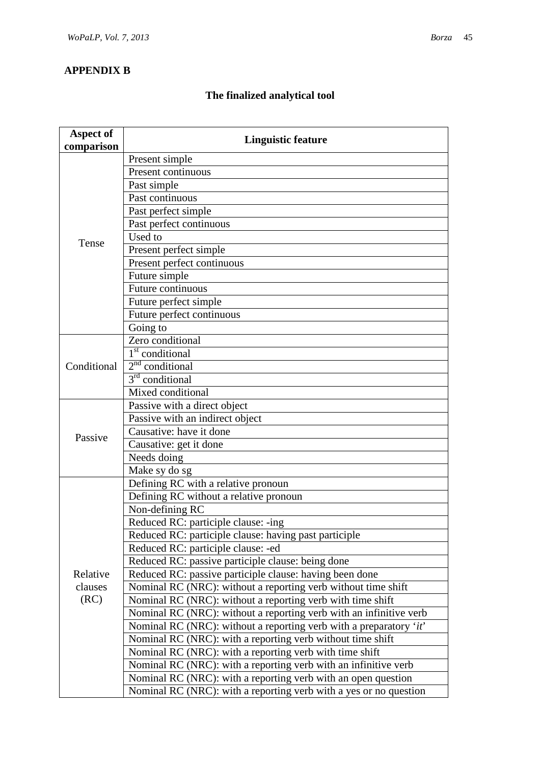## APPENDIX B

### The finalized analytical tool

| Aspect of comparison | Linguistic feature |
|---|---|
| Tense | Present simple |
| | Present continuous |
| | Past simple |
| | Past continuous |
| | Past perfect simple |
| | Past perfect continuous |
| | Used to |
| | Present perfect simple |
| | Present perfect continuous |
| | Future simple |
| | Future continuous |
| | Future perfect simple |
| | Future perfect continuous |
| | Going to |
| Conditional | Zero conditional |
| | 1st conditional |
| | 2nd conditional |
| | 3rd conditional |
| | Mixed conditional |
| Passive | Passive with a direct object |
| | Passive with an indirect object |
| | Causative: have it done |
| | Causative: get it done |
| | Needs doing |
| | Make sy do sg |
| Relative clauses (RC) | Defining RC with a relative pronoun |
| | Defining RC without a relative pronoun |
| | Non-defining RC |
| | Reduced RC: participle clause: -ing |
| | Reduced RC: participle clause: having past participle |
| | Reduced RC: participle clause: -ed |
| | Reduced RC: passive participle clause: being done |
| | Reduced RC: passive participle clause: having been done |
| | Nominal RC (NRC): without a reporting verb without time shift |
| | Nominal RC (NRC): without a reporting verb with time shift |
| | Nominal RC (NRC): without a reporting verb with an infinitive verb |
| | Nominal RC (NRC): without a reporting verb with a preparatory '*it*' |
| | Nominal RC (NRC): with a reporting verb without time shift |
| | Nominal RC (NRC): with a reporting verb with time shift |
| | Nominal RC (NRC): with a reporting verb with an infinitive verb |
| | Nominal RC (NRC): with a reporting verb with an open question |
| | Nominal RC (NRC): with a reporting verb with a yes or no question |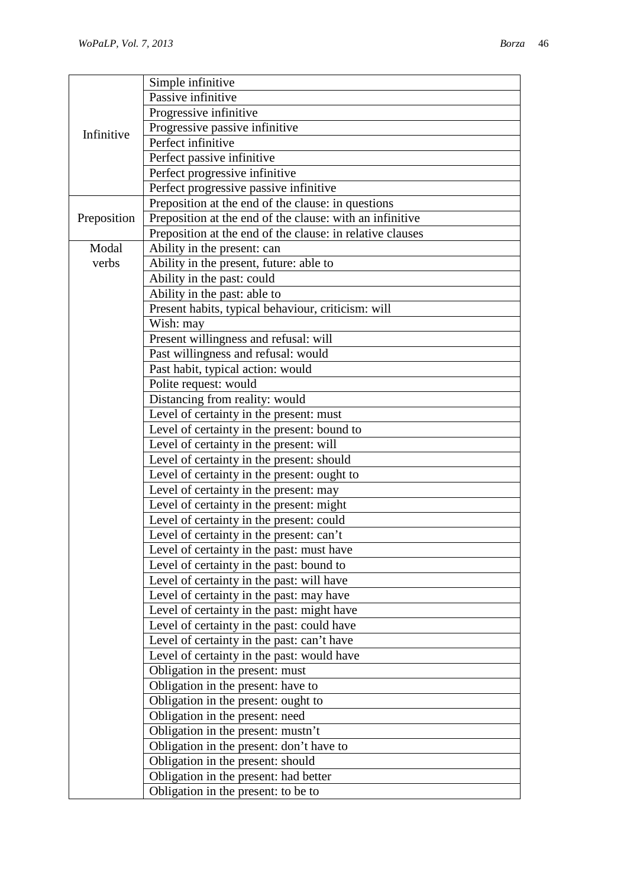| | |
|---|---|
| Infinitive | Simple infinitive |
| | Passive infinitive |
| | Progressive infinitive |
| | Progressive passive infinitive |
| | Perfect infinitive |
| | Perfect passive infinitive |
| | Perfect progressive infinitive |
| | Perfect progressive passive infinitive |
| Preposition | Preposition at the end of the clause: in questions |
| | Preposition at the end of the clause: with an infinitive |
| | Preposition at the end of the clause: in relative clauses |
| Modal verbs | Ability in the present: can |
| | Ability in the present, future: able to |
| | Ability in the past: could |
| | Ability in the past: able to |
| | Present habits, typical behaviour, criticism: will |
| | Wish: may |
| | Present willingness and refusal: will |
| | Past willingness and refusal: would |
| | Past habit, typical action: would |
| | Polite request: would |
| | Distancing from reality: would |
| | Level of certainty in the present: must |
| | Level of certainty in the present: bound to |
| | Level of certainty in the present: will |
| | Level of certainty in the present: should |
| | Level of certainty in the present: ought to |
| | Level of certainty in the present: may |
| | Level of certainty in the present: might |
| | Level of certainty in the present: could |
| | Level of certainty in the present: can't |
| | Level of certainty in the past: must have |
| | Level of certainty in the past: bound to |
| | Level of certainty in the past: will have |
| | Level of certainty in the past: may have |
| | Level of certainty in the past: might have |
| | Level of certainty in the past: could have |
| | Level of certainty in the past: can't have |
| | Level of certainty in the past: would have |
| | Obligation in the present: must |
| | Obligation in the present: have to |
| | Obligation in the present: ought to |
| | Obligation in the present: need |
| | Obligation in the present: mustn't |
| | Obligation in the present: don't have to |
| | Obligation in the present: should |
| | Obligation in the present: had better |
| | Obligation in the present: to be to |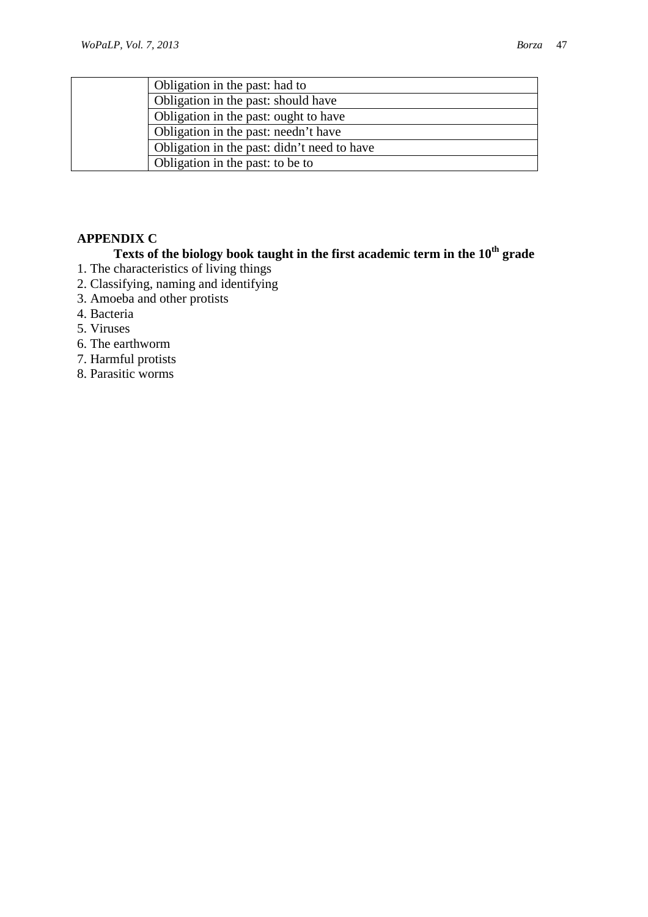| | |
|---|---|
| | Obligation in the past: had to |
| | Obligation in the past: should have |
| | Obligation in the past: ought to have |
| | Obligation in the past: needn't have |
| | Obligation in the past: didn't need to have |
| | Obligation in the past: to be to |

**APPENDIX C**

**Texts of the biology book taught in the first academic term in the 10th grade**

1. The characteristics of living things
2. Classifying, naming and identifying
3. Amoeba and other protists
4. Bacteria
5. Viruses
6. The earthworm
7. Harmful protists
8. Parasitic worms